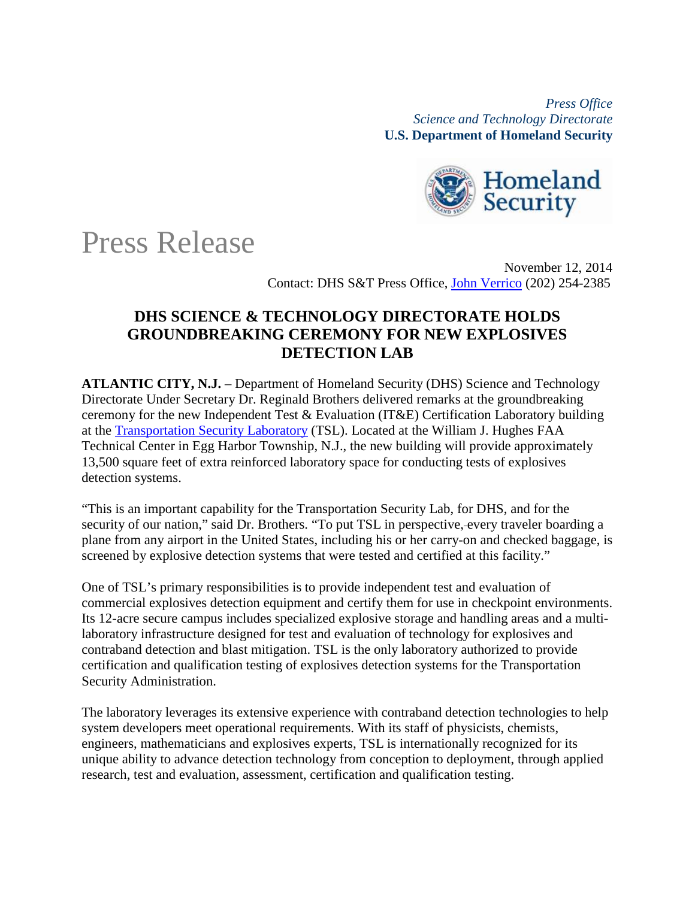*Press Office*
*Science and Technology Directorate*
**U.S. Department of Homeland Security**

# Press Release

November 12, 2014
Contact: DHS S&T Press Office, John Verrico (202) 254-2385

## DHS SCIENCE & TECHNOLOGY DIRECTORATE HOLDS GROUNDBREAKING CEREMONY FOR NEW EXPLOSIVES DETECTION LAB

**ATLANTIC CITY, N.J.** – Department of Homeland Security (DHS) Science and Technology Directorate Under Secretary Dr. Reginald Brothers delivered remarks at the groundbreaking ceremony for the new Independent Test & Evaluation (IT&E) Certification Laboratory building at the Transportation Security Laboratory (TSL). Located at the William J. Hughes FAA Technical Center in Egg Harbor Township, N.J., the new building will provide approximately 13,500 square feet of extra reinforced laboratory space for conducting tests of explosives detection systems.

"This is an important capability for the Transportation Security Lab, for DHS, and for the security of our nation," said Dr. Brothers. "To put TSL in perspective, every traveler boarding a plane from any airport in the United States, including his or her carry-on and checked baggage, is screened by explosive detection systems that were tested and certified at this facility."

One of TSL's primary responsibilities is to provide independent test and evaluation of commercial explosives detection equipment and certify them for use in checkpoint environments. Its 12-acre secure campus includes specialized explosive storage and handling areas and a multi-laboratory infrastructure designed for test and evaluation of technology for explosives and contraband detection and blast mitigation. TSL is the only laboratory authorized to provide certification and qualification testing of explosives detection systems for the Transportation Security Administration.

The laboratory leverages its extensive experience with contraband detection technologies to help system developers meet operational requirements. With its staff of physicists, chemists, engineers, mathematicians and explosives experts, TSL is internationally recognized for its unique ability to advance detection technology from conception to deployment, through applied research, test and evaluation, assessment, certification and qualification testing.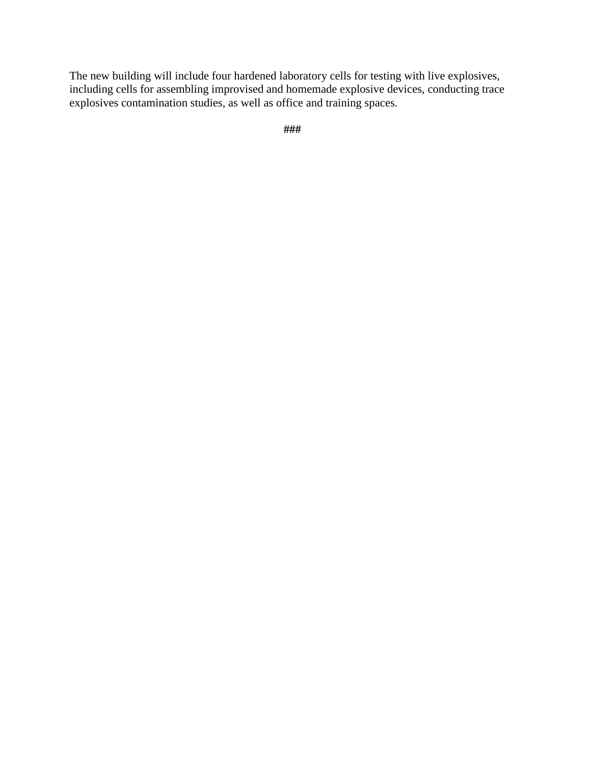The new building will include four hardened laboratory cells for testing with live explosives, including cells for assembling improvised and homemade explosive devices, conducting trace explosives contamination studies, as well as office and training spaces.

###